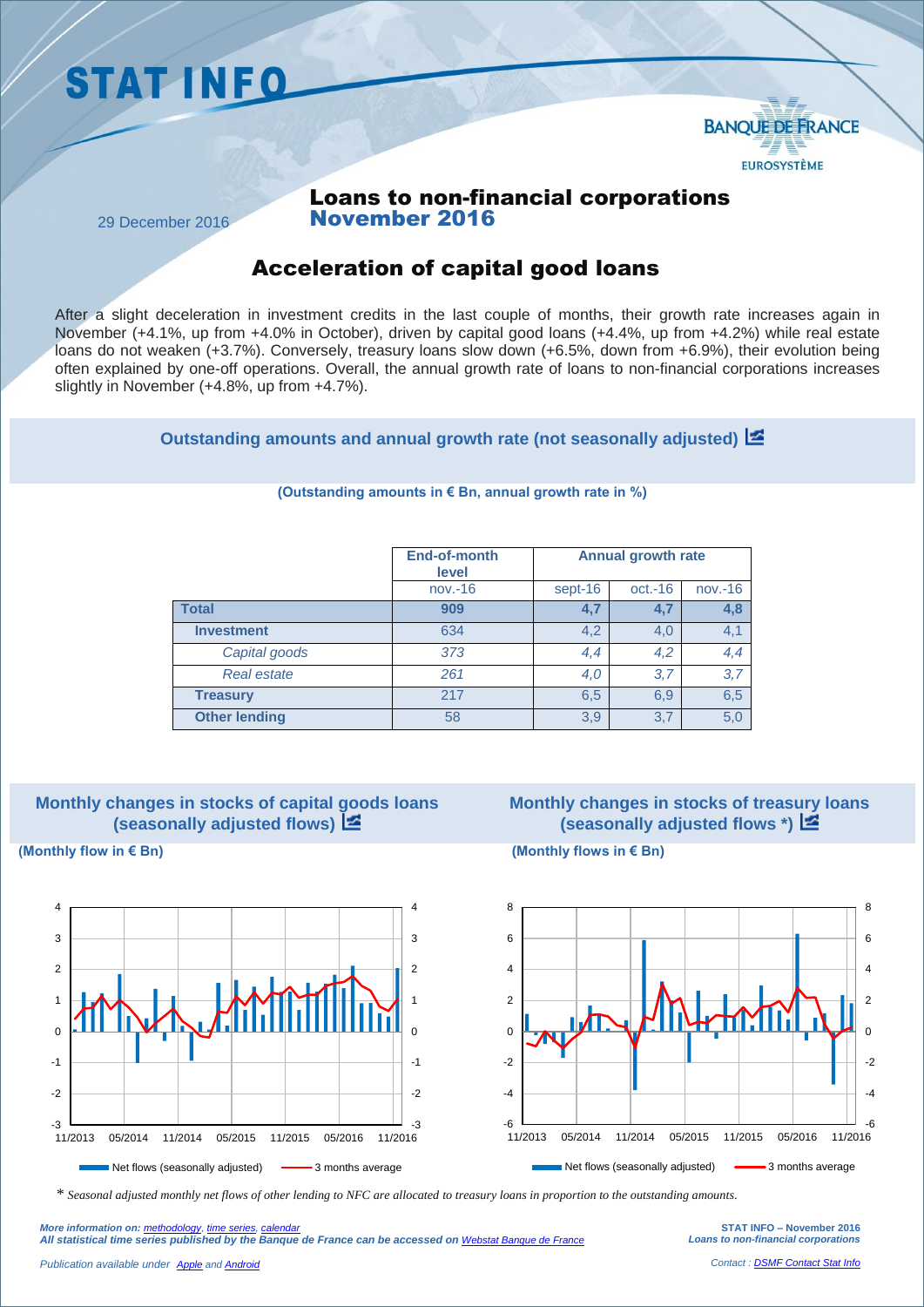# STAT INFO

BANQUE DE FRANCE
EUROSYSTÈME

29 December 2016

## Loans to non-financial corporations
## November 2016

## Acceleration of capital good loans

After a slight deceleration in investment credits in the last couple of months, their growth rate increases again in November (+4.1%, up from +4.0% in October), driven by capital good loans (+4.4%, up from +4.2%) while real estate loans do not weaken (+3.7%). Conversely, treasury loans slow down (+6.5%, down from +6.9%), their evolution being often explained by one-off operations. Overall, the annual growth rate of loans to non-financial corporations increases slightly in November (+4.8%, up from +4.7%).

### Outstanding amounts and annual growth rate (not seasonally adjusted)

**(Outstanding amounts in € Bn, annual growth rate in %)**

| | End-of-month level | Annual growth rate | | |
|---|---|---|---|---|
| | nov.-16 | sept-16 | oct.-16 | nov.-16 |
| **Total** | **909** | **4,7** | **4,7** | **4,8** |
| **Investment** | 634 | 4,2 | 4,0 | 4,1 |
| *Capital goods* | *373* | *4,4* | *4,2* | *4,4* |
| *Real estate* | *261* | *4,0* | *3,7* | *3,7* |
| **Treasury** | 217 | 6,5 | 6,9 | 6,5 |
| **Other lending** | 58 | 3,9 | 3,7 | 5,0 |

### Monthly changes in stocks of capital goods loans (seasonally adjusted flows)

**(Monthly flow in € Bn)**

Net flows (seasonally adjusted) — 3 months average

### Monthly changes in stocks of treasury loans (seasonally adjusted flows *)

**(Monthly flows in € Bn)**

Net flows (seasonally adjusted) — 3 months average

\* *Seasonal adjusted monthly net flows of other lending to NFC are allocated to treasury loans in proportion to the outstanding amounts.*

*More information on: methodology, time series, calendar*
*All statistical time series published by the Banque de France can be accessed on Webstat Banque de France*

*Publication available under Apple and Android*

*Contact : DSMF Contact Stat Info*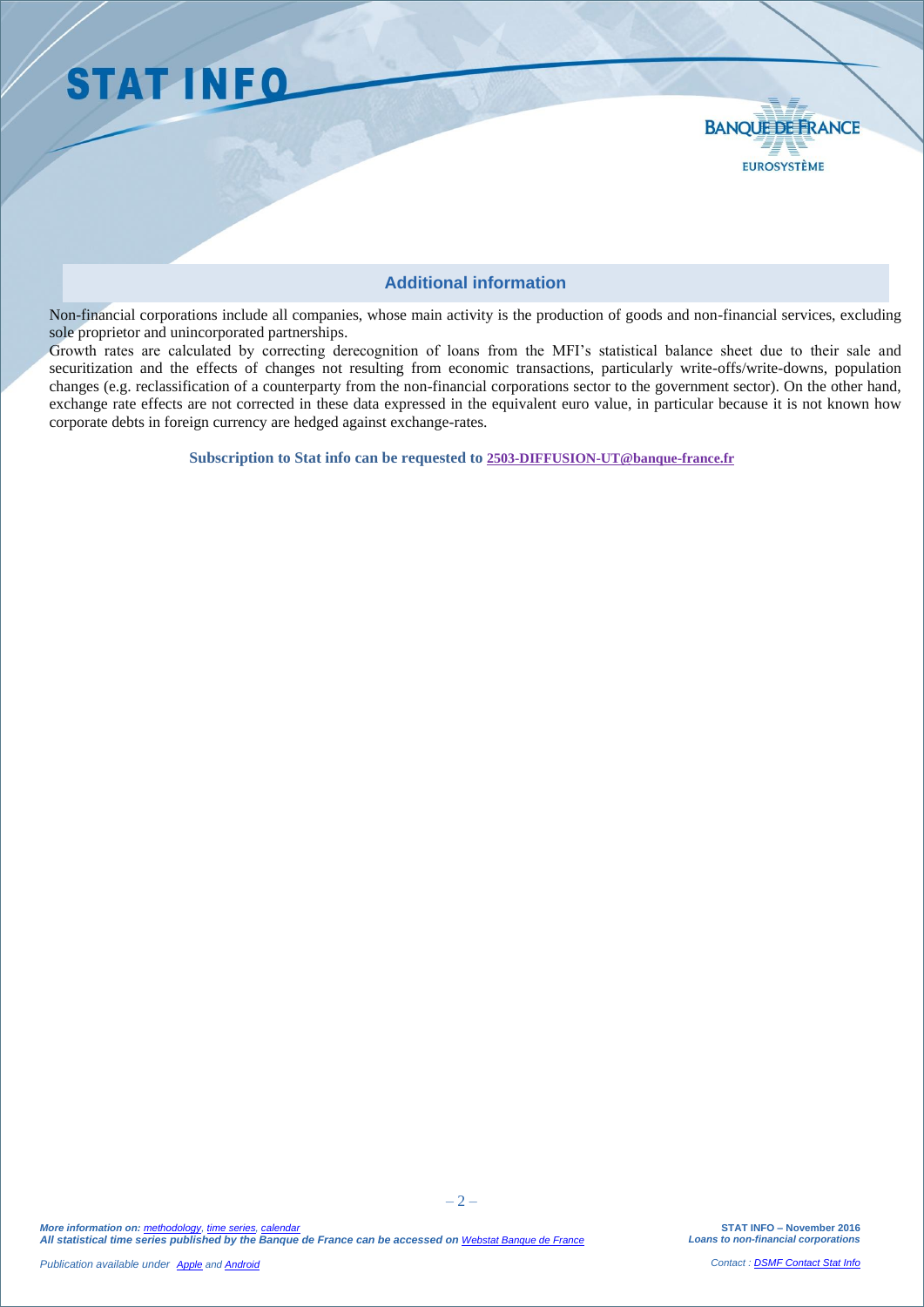## Additional information

Non-financial corporations include all companies, whose main activity is the production of goods and non-financial services, excluding sole proprietor and unincorporated partnerships.

Growth rates are calculated by correcting derecognition of loans from the MFI's statistical balance sheet due to their sale and securitization and the effects of changes not resulting from economic transactions, particularly write-offs/write-downs, population changes (e.g. reclassification of a counterparty from the non-financial corporations sector to the government sector). On the other hand, exchange rate effects are not corrected in these data expressed in the equivalent euro value, in particular because it is not known how corporate debts in foreign currency are hedged against exchange-rates.

**Subscription to Stat info can be requested to 2503-DIFFUSION-UT@banque-france.fr**